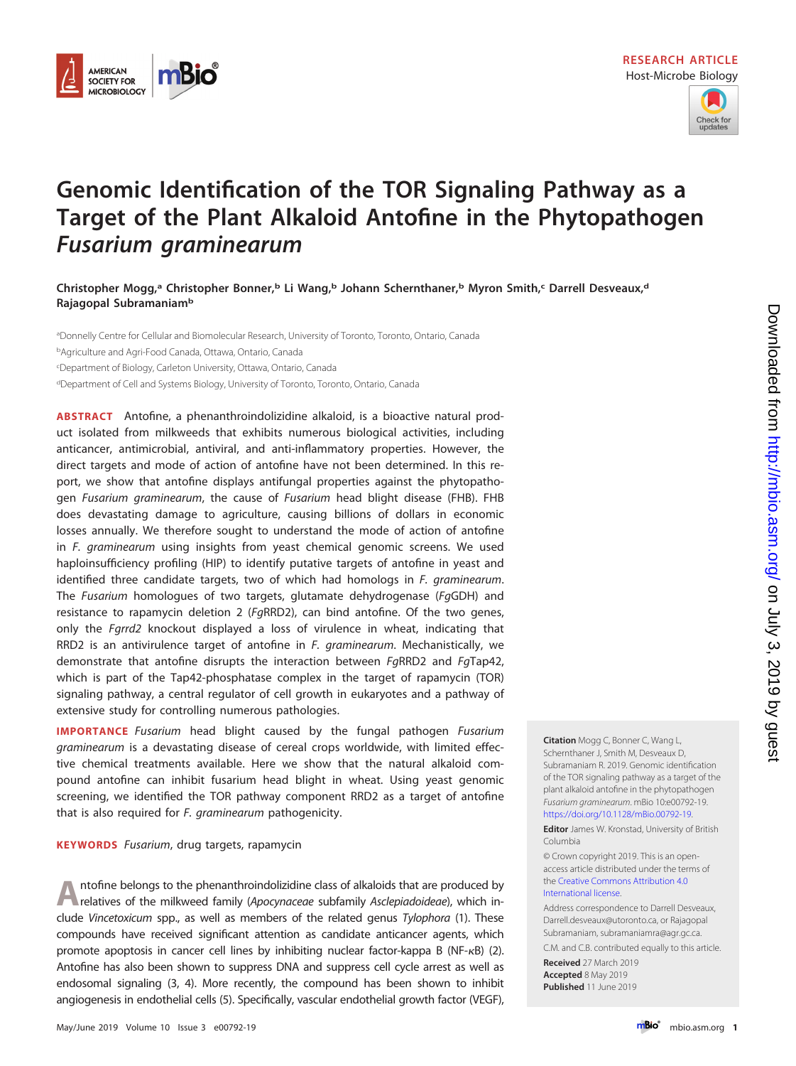RESEARCH ARTICLE
Host-Microbe Biology

# Genomic Identification of the TOR Signaling Pathway as a Target of the Plant Alkaloid Antofine in the Phytopathogen *Fusarium graminearum*

**Christopher Mogg,[a] Christopher Bonner,[b] Li Wang,[b] Johann Schernthaner,[b] Myron Smith,[c] Darrell Desveaux,[d] Rajagopal Subramaniam[b]**

[a]Donnelly Centre for Cellular and Biomolecular Research, University of Toronto, Toronto, Ontario, Canada
[b]Agriculture and Agri-Food Canada, Ottawa, Ontario, Canada
[c]Department of Biology, Carleton University, Ottawa, Ontario, Canada
[d]Department of Cell and Systems Biology, University of Toronto, Toronto, Ontario, Canada

**ABSTRACT** Antofine, a phenanthroindolizidine alkaloid, is a bioactive natural product isolated from milkweeds that exhibits numerous biological activities, including anticancer, antimicrobial, antiviral, and anti-inflammatory properties. However, the direct targets and mode of action of antofine have not been determined. In this report, we show that antofine displays antifungal properties against the phytopathogen *Fusarium graminearum*, the cause of *Fusarium* head blight disease (FHB). FHB does devastating damage to agriculture, causing billions of dollars in economic losses annually. We therefore sought to understand the mode of action of antofine in *F. graminearum* using insights from yeast chemical genomic screens. We used haploinsufficiency profiling (HIP) to identify putative targets of antofine in yeast and identified three candidate targets, two of which had homologs in *F. graminearum*. The *Fusarium* homologues of two targets, glutamate dehydrogenase (*Fg*GDH) and resistance to rapamycin deletion 2 (*Fg*RRD2), can bind antofine. Of the two genes, only the *Fgrrd2* knockout displayed a loss of virulence in wheat, indicating that RRD2 is an antivirulence target of antofine in *F. graminearum*. Mechanistically, we demonstrate that antofine disrupts the interaction between *Fg*RRD2 and *Fg*Tap42, which is part of the Tap42-phosphatase complex in the target of rapamycin (TOR) signaling pathway, a central regulator of cell growth in eukaryotes and a pathway of extensive study for controlling numerous pathologies.

**IMPORTANCE** *Fusarium* head blight caused by the fungal pathogen *Fusarium graminearum* is a devastating disease of cereal crops worldwide, with limited effective chemical treatments available. Here we show that the natural alkaloid compound antofine can inhibit fusarium head blight in wheat. Using yeast genomic screening, we identified the TOR pathway component RRD2 as a target of antofine that is also required for *F. graminearum* pathogenicity.

**KEYWORDS** *Fusarium*, drug targets, rapamycin

Antofine belongs to the phenanthroindolizidine class of alkaloids that are produced by relatives of the milkweed family (*Apocynaceae* subfamily *Asclepiadoideae*), which include *Vincetoxicum* spp., as well as members of the related genus *Tylophora* (1). These compounds have received significant attention as candidate anticancer agents, which promote apoptosis in cancer cell lines by inhibiting nuclear factor-kappa B (NF-κB) (2). Antofine has also been shown to suppress DNA and suppress cell cycle arrest as well as endosomal signaling (3, 4). More recently, the compound has been shown to inhibit angiogenesis in endothelial cells (5). Specifically, vascular endothelial growth factor (VEGF),

**Citation** Mogg C, Bonner C, Wang L, Schernthaner J, Smith M, Desveaux D, Subramaniam R. 2019. Genomic identification of the TOR signaling pathway as a target of the plant alkaloid antofine in the phytopathogen *Fusarium graminearum*. mBio 10:e00792-19. https://doi.org/10.1128/mBio.00792-19.

**Editor** James W. Kronstad, University of British Columbia

© Crown copyright 2019. This is an open-access article distributed under the terms of the Creative Commons Attribution 4.0 International license.

Address correspondence to Darrell Desveaux, Darrell.desveaux@utoronto.ca, or Rajagopal Subramaniam, subramaniamra@agr.gc.ca.

C.M. and C.B. contributed equally to this article.

**Received** 27 March 2019
**Accepted** 8 May 2019
**Published** 11 June 2019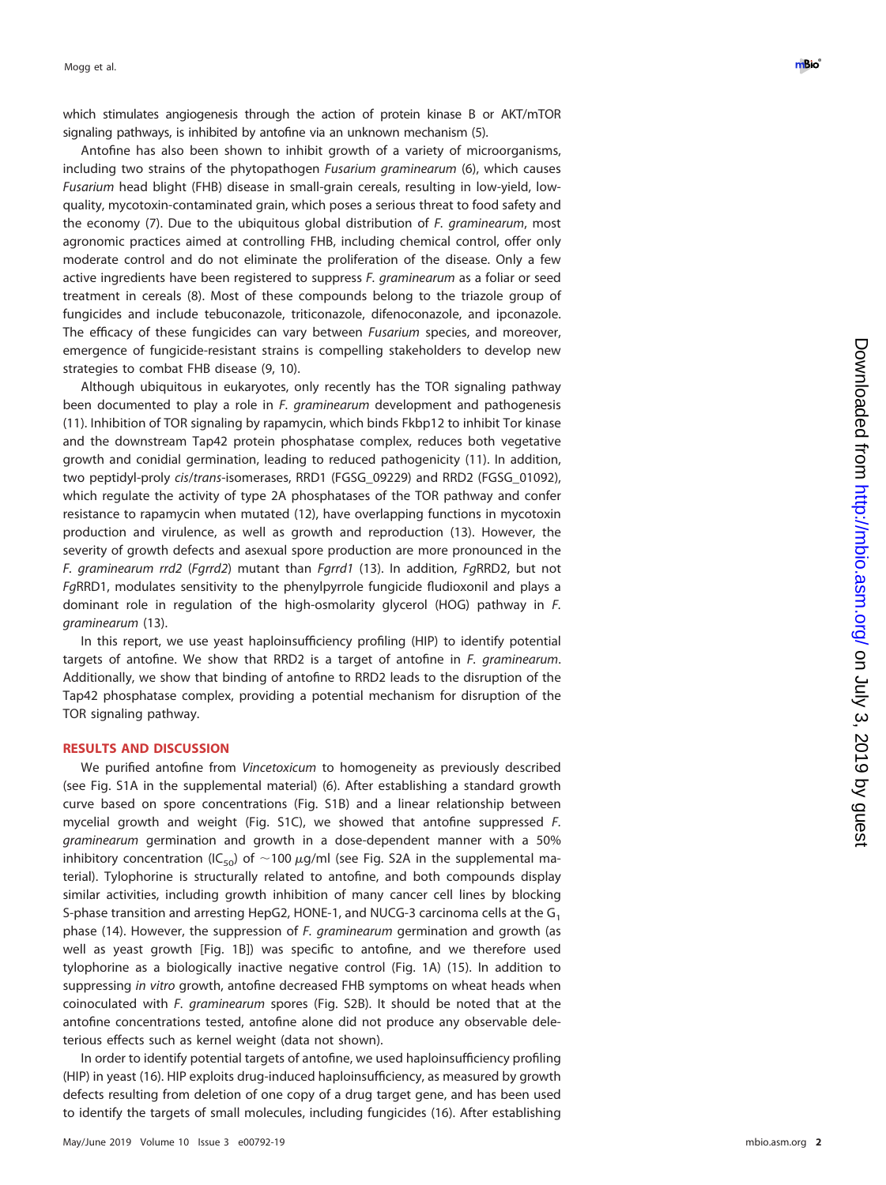which stimulates angiogenesis through the action of protein kinase B or AKT/mTOR signaling pathways, is inhibited by antofine via an unknown mechanism (5).

Antofine has also been shown to inhibit growth of a variety of microorganisms, including two strains of the phytopathogen *Fusarium graminearum* (6), which causes *Fusarium* head blight (FHB) disease in small-grain cereals, resulting in low-yield, low-quality, mycotoxin-contaminated grain, which poses a serious threat to food safety and the economy (7). Due to the ubiquitous global distribution of *F. graminearum*, most agronomic practices aimed at controlling FHB, including chemical control, offer only moderate control and do not eliminate the proliferation of the disease. Only a few active ingredients have been registered to suppress *F. graminearum* as a foliar or seed treatment in cereals (8). Most of these compounds belong to the triazole group of fungicides and include tebuconazole, triticonazole, difenoconazole, and ipconazole. The efficacy of these fungicides can vary between *Fusarium* species, and moreover, emergence of fungicide-resistant strains is compelling stakeholders to develop new strategies to combat FHB disease (9, 10).

Although ubiquitous in eukaryotes, only recently has the TOR signaling pathway been documented to play a role in *F. graminearum* development and pathogenesis (11). Inhibition of TOR signaling by rapamycin, which binds Fkbp12 to inhibit Tor kinase and the downstream Tap42 protein phosphatase complex, reduces both vegetative growth and conidial germination, leading to reduced pathogenicity (11). In addition, two peptidyl-proly *cis/trans*-isomerases, RRD1 (FGSG_09229) and RRD2 (FGSG_01092), which regulate the activity of type 2A phosphatases of the TOR pathway and confer resistance to rapamycin when mutated (12), have overlapping functions in mycotoxin production and virulence, as well as growth and reproduction (13). However, the severity of growth defects and asexual spore production are more pronounced in the *F. graminearum rrd2* (*Fgrrd2*) mutant than *Fgrrd1* (13). In addition, *Fg*RRD2, but not *Fg*RRD1, modulates sensitivity to the phenylpyrrole fungicide fludioxonil and plays a dominant role in regulation of the high-osmolarity glycerol (HOG) pathway in *F. graminearum* (13).

In this report, we use yeast haploinsufficiency profiling (HIP) to identify potential targets of antofine. We show that RRD2 is a target of antofine in *F. graminearum*. Additionally, we show that binding of antofine to RRD2 leads to the disruption of the Tap42 phosphatase complex, providing a potential mechanism for disruption of the TOR signaling pathway.

## RESULTS AND DISCUSSION

We purified antofine from *Vincetoxicum* to homogeneity as previously described (see Fig. S1A in the supplemental material) (6). After establishing a standard growth curve based on spore concentrations (Fig. S1B) and a linear relationship between mycelial growth and weight (Fig. S1C), we showed that antofine suppressed *F. graminearum* germination and growth in a dose-dependent manner with a 50% inhibitory concentration ($IC_{50}$) of $\sim$100 $\mu$g/ml (see Fig. S2A in the supplemental material). Tylophorine is structurally related to antofine, and both compounds display similar activities, including growth inhibition of many cancer cell lines by blocking S-phase transition and arresting HepG2, HONE-1, and NUCG-3 carcinoma cells at the $G_1$ phase (14). However, the suppression of *F. graminearum* germination and growth (as well as yeast growth [Fig. 1B]) was specific to antofine, and we therefore used tylophorine as a biologically inactive negative control (Fig. 1A) (15). In addition to suppressing *in vitro* growth, antofine decreased FHB symptoms on wheat heads when coinoculated with *F. graminearum* spores (Fig. S2B). It should be noted that at the antofine concentrations tested, antofine alone did not produce any observable deleterious effects such as kernel weight (data not shown).

In order to identify potential targets of antofine, we used haploinsufficiency profiling (HIP) in yeast (16). HIP exploits drug-induced haploinsufficiency, as measured by growth defects resulting from deletion of one copy of a drug target gene, and has been used to identify the targets of small molecules, including fungicides (16). After establishing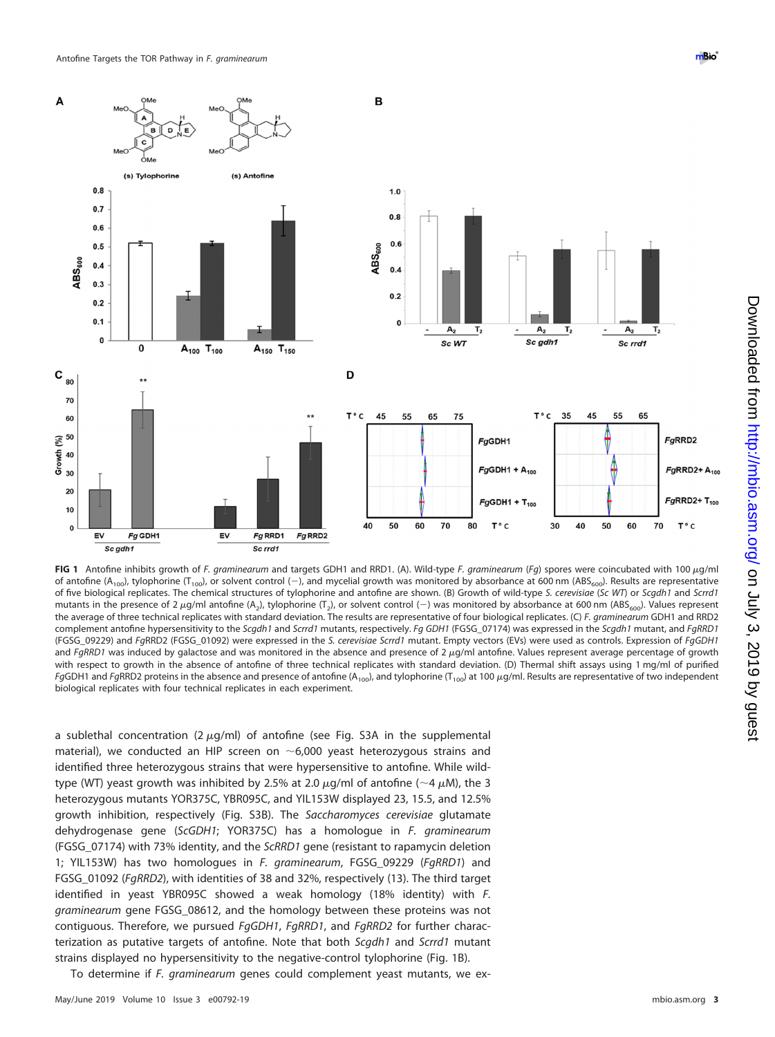**FIG 1** Antofine inhibits growth of *F. graminearum* and targets GDH1 and RRD1. (A). Wild-type *F. graminearum* (*Fg*) spores were coincubated with 100 $\mu$g/ml of antofine ($A_{100}$), tylophorine ($T_{100}$), or solvent control (−), and mycelial growth was monitored by absorbance at 600 nm ($ABS_{600}$). Results are representative of five biological replicates. The chemical structures of tylophorine and antofine are shown. (B) Growth of wild-type *S. cerevisiae* (*Sc WT*) or *Scgdh1* and *Scrrd1* mutants in the presence of 2 $\mu$g/ml antofine ($A_2$), tylophorine ($T_2$), or solvent control (−) was monitored by absorbance at 600 nm ($ABS_{600}$). Values represent the average of three technical replicates with standard deviation. The results are representative of four biological replicates. (C) *F. graminearum* GDH1 and RRD2 complement antofine hypersensitivity to the *Scgdh1* and *Scrrd1* mutants, respectively. *Fg GDH1* (FGSG_07174) was expressed in the *Scgdh1* mutant, and *FgRRD1* (FGSG_09229) and *FgRRD2* (FGSG_01092) were expressed in the *S. cerevisiae Scrrd1* mutant. Empty vectors (EVs) were used as controls. Expression of *FgGDH1* and *FgRRD1* was induced by galactose and was monitored in the absence and presence of 2 $\mu$g/ml antofine. Values represent average percentage of growth with respect to growth in the absence of antofine of three technical replicates with standard deviation. (D) Thermal shift assays using 1 mg/ml of purified *Fg*GDH1 and *Fg*RRD2 proteins in the absence and presence of antofine ($A_{100}$), and tylophorine ($T_{100}$) at 100 $\mu$g/ml. Results are representative of two independent biological replicates with four technical replicates in each experiment.

a sublethal concentration (2 $\mu$g/ml) of antofine (see Fig. S3A in the supplemental material), we conducted an HIP screen on ~6,000 yeast heterozygous strains and identified three heterozygous strains that were hypersensitive to antofine. While wild-type (WT) yeast growth was inhibited by 2.5% at 2.0 $\mu$g/ml of antofine (~4 $\mu$M), the 3 heterozygous mutants YOR375C, YBR095C, and YIL153W displayed 23, 15.5, and 12.5% growth inhibition, respectively (Fig. S3B). The *Saccharomyces cerevisiae* glutamate dehydrogenase gene (*ScGDH1*; YOR375C) has a homologue in *F. graminearum* (FGSG_07174) with 73% identity, and the *ScRRD1* gene (resistant to rapamycin deletion 1; YIL153W) has two homologues in *F. graminearum*, FGSG_09229 (*FgRRD1*) and FGSG_01092 (*FgRRD2*), with identities of 38 and 32%, respectively (13). The third target identified in yeast YBR095C showed a weak homology (18% identity) with *F. graminearum* gene FGSG_08612, and the homology between these proteins was not contiguous. Therefore, we pursued *FgGDH1*, *FgRRD1*, and *FgRRD2* for further characterization as putative targets of antofine. Note that both *Scgdh1* and *Scrrd1* mutant strains displayed no hypersensitivity to the negative-control tylophorine (Fig. 1B).

To determine if *F. graminearum* genes could complement yeast mutants, we ex-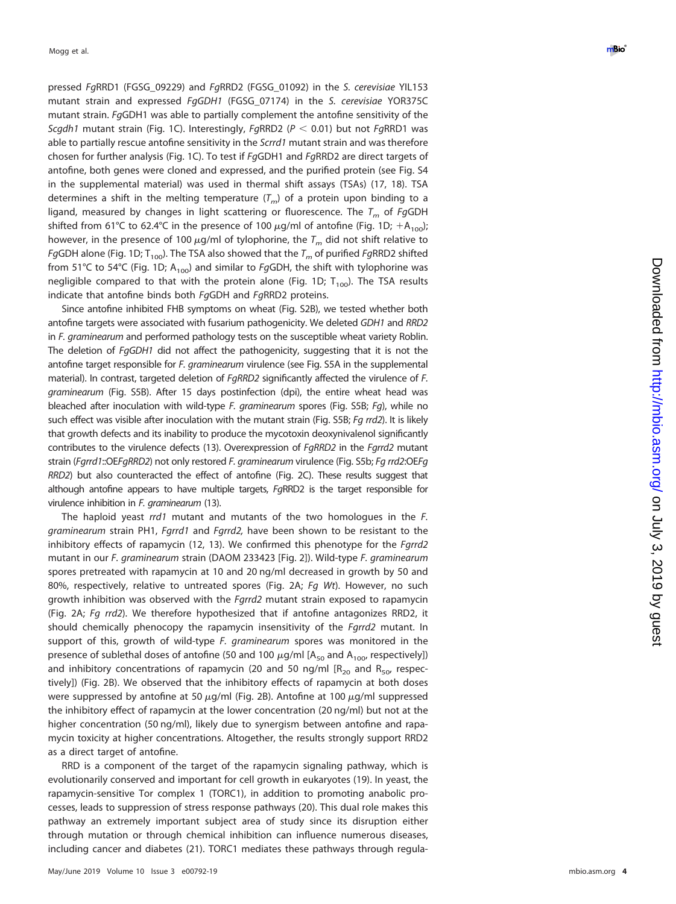pressed *Fg*RRD1 (FGSG_09229) and *Fg*RRD2 (FGSG_01092) in the *S. cerevisiae* YIL153 mutant strain and expressed *FgGDH1* (FGSG_07174) in the *S. cerevisiae* YOR375C mutant strain. *Fg*GDH1 was able to partially complement the antofine sensitivity of the *Scgdh1* mutant strain (Fig. 1C). Interestingly, *Fg*RRD2 ($P < 0.01$) but not *Fg*RRD1 was able to partially rescue antofine sensitivity in the *Scrrd1* mutant strain and was therefore chosen for further analysis (Fig. 1C). To test if *Fg*GDH1 and *Fg*RRD2 are direct targets of antofine, both genes were cloned and expressed, and the purified protein (see Fig. S4 in the supplemental material) was used in thermal shift assays (TSAs) (17, 18). TSA determines a shift in the melting temperature ($T_m$) of a protein upon binding to a ligand, measured by changes in light scattering or fluorescence. The $T_m$ of *Fg*GDH shifted from 61°C to 62.4°C in the presence of 100 μg/ml of antofine (Fig. 1D; $+A_{100}$); however, in the presence of 100 μg/ml of tylophorine, the $T_m$ did not shift relative to *Fg*GDH alone (Fig. 1D; $T_{100}$). The TSA also showed that the $T_m$ of purified *Fg*RRD2 shifted from 51°C to 54°C (Fig. 1D; $A_{100}$) and similar to *Fg*GDH, the shift with tylophorine was negligible compared to that with the protein alone (Fig. 1D; $T_{100}$). The TSA results indicate that antofine binds both *Fg*GDH and *Fg*RRD2 proteins.

Since antofine inhibited FHB symptoms on wheat (Fig. S2B), we tested whether both antofine targets were associated with fusarium pathogenicity. We deleted *GDH1* and *RRD2* in *F. graminearum* and performed pathology tests on the susceptible wheat variety Roblin. The deletion of *FgGDH1* did not affect the pathogenicity, suggesting that it is not the antofine target responsible for *F. graminearum* virulence (see Fig. S5A in the supplemental material). In contrast, targeted deletion of *FgRRD2* significantly affected the virulence of *F. graminearum* (Fig. S5B). After 15 days postinfection (dpi), the entire wheat head was bleached after inoculation with wild-type *F. graminearum* spores (Fig. S5B; *Fg*), while no such effect was visible after inoculation with the mutant strain (Fig. S5B; *Fg rrd2*). It is likely that growth defects and its inability to produce the mycotoxin deoxynivalenol significantly contributes to the virulence defects (13). Overexpression of *FgRRD2* in the *Fgrrd2* mutant strain (*Fgrrd1*::OE*FgRRD2*) not only restored *F. graminearum* virulence (Fig. S5b; *Fg rrd2*:OE*Fg RRD2*) but also counteracted the effect of antofine (Fig. 2C). These results suggest that although antofine appears to have multiple targets, *Fg*RRD2 is the target responsible for virulence inhibition in *F. graminearum* (13).

The haploid yeast *rrd1* mutant and mutants of the two homologues in the *F. graminearum* strain PH1, *Fgrrd1* and *Fgrrd2,* have been shown to be resistant to the inhibitory effects of rapamycin (12, 13). We confirmed this phenotype for the *Fgrrd2* mutant in our *F. graminearum* strain (DAOM 233423 [Fig. 2]). Wild-type *F. graminearum* spores pretreated with rapamycin at 10 and 20 ng/ml decreased in growth by 50 and 80%, respectively, relative to untreated spores (Fig. 2A; *Fg Wt*). However, no such growth inhibition was observed with the *Fgrrd2* mutant strain exposed to rapamycin (Fig. 2A; *Fg rrd2*). We therefore hypothesized that if antofine antagonizes RRD2, it should chemically phenocopy the rapamycin insensitivity of the *Fgrrd2* mutant. In support of this, growth of wild-type *F. graminearum* spores was monitored in the presence of sublethal doses of antofine (50 and 100 μg/ml [$A_{50}$ and $A_{100}$, respectively]) and inhibitory concentrations of rapamycin (20 and 50 ng/ml [$R_{20}$ and $R_{50}$, respectively]) (Fig. 2B). We observed that the inhibitory effects of rapamycin at both doses were suppressed by antofine at 50 μg/ml (Fig. 2B). Antofine at 100 μg/ml suppressed the inhibitory effect of rapamycin at the lower concentration (20 ng/ml) but not at the higher concentration (50 ng/ml), likely due to synergism between antofine and rapamycin toxicity at higher concentrations. Altogether, the results strongly support RRD2 as a direct target of antofine.

RRD is a component of the target of the rapamycin signaling pathway, which is evolutionarily conserved and important for cell growth in eukaryotes (19). In yeast, the rapamycin-sensitive Tor complex 1 (TORC1), in addition to promoting anabolic processes, leads to suppression of stress response pathways (20). This dual role makes this pathway an extremely important subject area of study since its disruption either through mutation or through chemical inhibition can influence numerous diseases, including cancer and diabetes (21). TORC1 mediates these pathways through regula-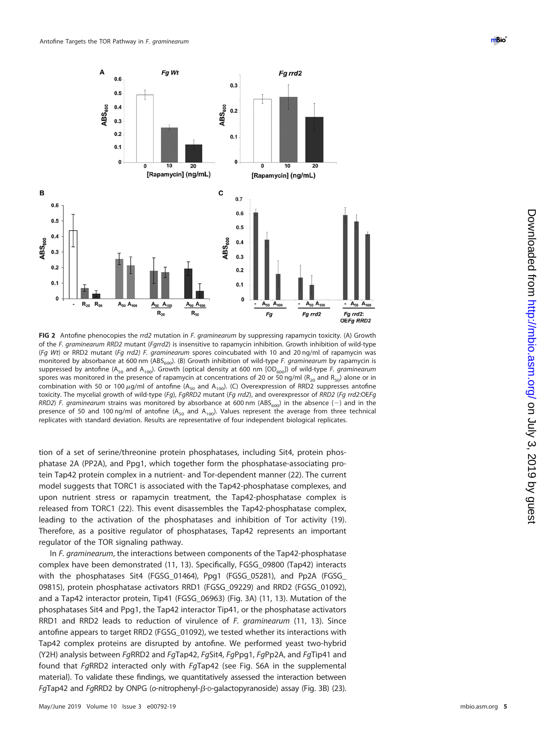FIG 2 Antofine phenocopies the *rrd2* mutation in *F. graminearum* by suppressing rapamycin toxicity. (A) Growth of the *F. graminearum RRD2* mutant (*Fgrrd2*) is insensitive to rapamycin inhibition. Growth inhibition of wild-type (*Fg Wt*) or RRD2 mutant (*Fg rrd2*) *F. graminearum* spores coincubated with 10 and 20 ng/ml of rapamycin was monitored by absorbance at 600 nm ($ABS_{600}$). (B) Growth inhibition of wild-type *F. graminearum* by rapamycin is suppressed by antofine ($A_{50}$ and $A_{100}$). Growth (optical density at 600 nm [$OD_{600}$]) of wild-type *F. graminearum* spores was monitored in the presence of rapamycin at concentrations of 20 or 50 ng/ml ($R_{20}$ and $R_{50}$) alone or in combination with 50 or 100 $\mu$g/ml of antofine ($A_{50}$ and $A_{100}$). (C) Overexpression of RRD2 suppresses antofine toxicity. The mycelial growth of wild-type (*Fg*), *FgRRD2* mutant (*Fg rrd2*), and overexpressor of *RRD2* (*Fg rrd2*:OE*Fg RRD2*) *F. graminearum* strains was monitored by absorbance at 600 nm ($ABS_{600}$) in the absence (−) and in the presence of 50 and 100 ng/ml of antofine ($A_{50}$ and $A_{100}$). Values represent the average from three technical replicates with standard deviation. Results are representative of four independent biological replicates.

tion of a set of serine/threonine protein phosphatases, including Sit4, protein phosphatase 2A (PP2A), and Ppg1, which together form the phosphatase-associating protein Tap42 protein complex in a nutrient- and Tor-dependent manner (22). The current model suggests that TORC1 is associated with the Tap42-phosphatase complexes, and upon nutrient stress or rapamycin treatment, the Tap42-phosphatase complex is released from TORC1 (22). This event disassembles the Tap42-phosphatase complex, leading to the activation of the phosphatases and inhibition of Tor activity (19). Therefore, as a positive regulator of phosphatases, Tap42 represents an important regulator of the TOR signaling pathway.

In *F. graminearum*, the interactions between components of the Tap42-phosphatase complex have been demonstrated (11, 13). Specifically, FGSG_09800 (Tap42) interacts with the phosphatases Sit4 (FGSG_01464), Ppg1 (FGSG_05281), and Pp2A (FGSG_09815), protein phosphatase activators RRD1 (FGSG_09229) and RRD2 (FGSG_01092), and a Tap42 interactor protein, Tip41 (FGSG_06963) (Fig. 3A) (11, 13). Mutation of the phosphatases Sit4 and Ppg1, the Tap42 interactor Tip41, or the phosphatase activators RRD1 and RRD2 leads to reduction of virulence of *F. graminearum* (11, 13). Since antofine appears to target RRD2 (FGSG_01092), we tested whether its interactions with Tap42 complex proteins are disrupted by antofine. We performed yeast two-hybrid (Y2H) analysis between *Fg*RRD2 and *Fg*Tap42, *Fg*Sit4, *Fg*Ppg1, *Fg*Pp2A, and *Fg*Tip41 and found that *Fg*RRD2 interacted only with *Fg*Tap42 (see Fig. S6A in the supplemental material). To validate these findings, we quantitatively assessed the interaction between *Fg*Tap42 and *Fg*RRD2 by ONPG (*o*-nitrophenyl-$\beta$-D-galactopyranoside) assay (Fig. 3B) (23).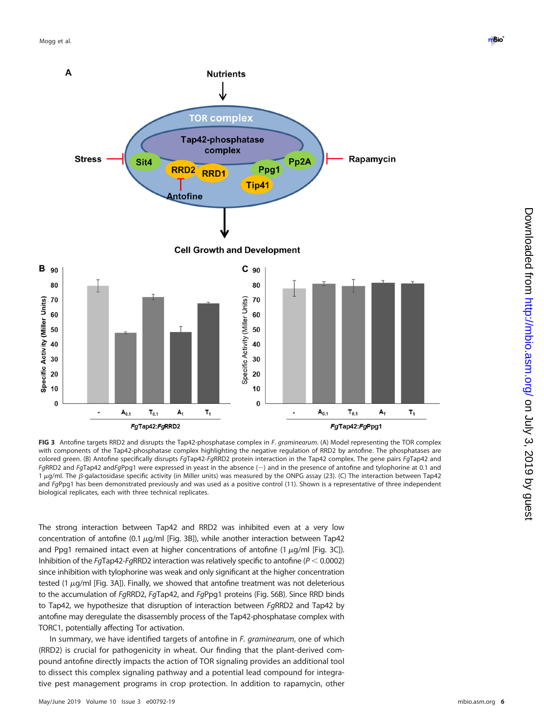**FIG 3** Antofine targets RRD2 and disrupts the Tap42-phosphatase complex in *F. graminearum*. (A) Model representing the TOR complex with components of the Tap42-phosphatase complex highlighting the negative regulation of RRD2 by antofine. The phosphatases are colored green. (B) Antofine specifically disrupts *Fg*Tap42-*Fg*RRD2 protein interaction in the Tap42 complex. The gene pairs *Fg*Tap42 and *Fg*RRD2 and *Fg*Tap42 and*Fg*Ppg1 were expressed in yeast in the absence (−) and in the presence of antofine and tylophorine at 0.1 and 1 $\mu$g/ml. The $\beta$-galactosidase specific activity (in Miller units) was measured by the ONPG assay (23). (C) The interaction between Tap42 and *Fg*Ppg1 has been demonstrated previously and was used as a positive control (11). Shown is a representative of three independent biological replicates, each with three technical replicates.

The strong interaction between Tap42 and RRD2 was inhibited even at a very low concentration of antofine (0.1 $\mu$g/ml [Fig. 3B]), while another interaction between Tap42 and Ppg1 remained intact even at higher concentrations of antofine (1 $\mu$g/ml [Fig. 3C]). Inhibition of the *Fg*Tap42-*Fg*RRD2 interaction was relatively specific to antofine ($P < 0.0002$) since inhibition with tylophorine was weak and only significant at the higher concentration tested (1 $\mu$g/ml [Fig. 3A]). Finally, we showed that antofine treatment was not deleterious to the accumulation of *Fg*RRD2, *Fg*Tap42, and *Fg*Ppg1 proteins (Fig. S6B). Since RRD binds to Tap42, we hypothesize that disruption of interaction between *Fg*RRD2 and Tap42 by antofine may deregulate the disassembly process of the Tap42-phosphatase complex with TORC1, potentially affecting Tor activation.

In summary, we have identified targets of antofine in *F. graminearum*, one of which (RRD2) is crucial for pathogenicity in wheat. Our finding that the plant-derived compound antofine directly impacts the action of TOR signaling provides an additional tool to dissect this complex signaling pathway and a potential lead compound for integrative pest management programs in crop protection. In addition to rapamycin, other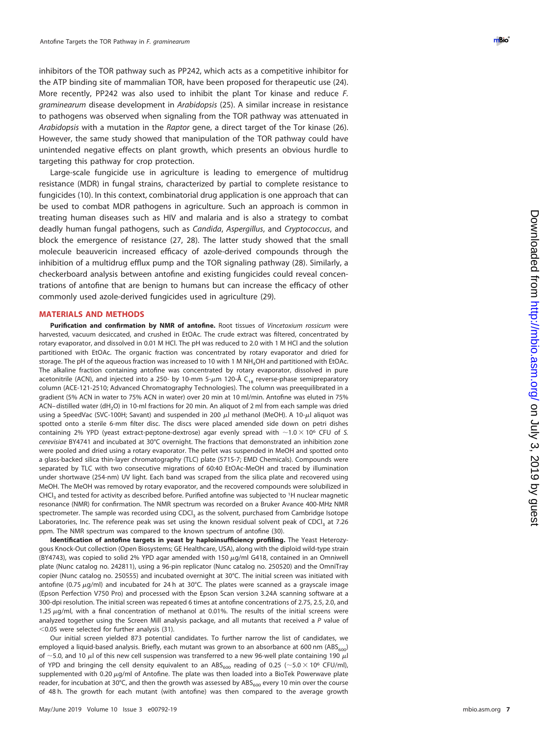inhibitors of the TOR pathway such as PP242, which acts as a competitive inhibitor for the ATP binding site of mammalian TOR, have been proposed for therapeutic use (24). More recently, PP242 was also used to inhibit the plant Tor kinase and reduce *F. graminearum* disease development in *Arabidopsis* (25). A similar increase in resistance to pathogens was observed when signaling from the TOR pathway was attenuated in *Arabidopsis* with a mutation in the *Raptor* gene, a direct target of the Tor kinase (26). However, the same study showed that manipulation of the TOR pathway could have unintended negative effects on plant growth, which presents an obvious hurdle to targeting this pathway for crop protection.

Large-scale fungicide use in agriculture is leading to emergence of multidrug resistance (MDR) in fungal strains, characterized by partial to complete resistance to fungicides (10). In this context, combinatorial drug application is one approach that can be used to combat MDR pathogens in agriculture. Such an approach is common in treating human diseases such as HIV and malaria and is also a strategy to combat deadly human fungal pathogens, such as *Candida*, *Aspergillus*, and *Cryptococcus*, and block the emergence of resistance (27, 28). The latter study showed that the small molecule beauvericin increased efficacy of azole-derived compounds through the inhibition of a multidrug efflux pump and the TOR signaling pathway (28). Similarly, a checkerboard analysis between antofine and existing fungicides could reveal concentrations of antofine that are benign to humans but can increase the efficacy of other commonly used azole-derived fungicides used in agriculture (29).

## MATERIALS AND METHODS

**Purification and confirmation by NMR of antofine.** Root tissues of *Vincetoxium rossicum* were harvested, vacuum desiccated, and crushed in EtOAc. The crude extract was filtered, concentrated by rotary evaporator, and dissolved in 0.01 M HCl. The pH was reduced to 2.0 with 1 M HCl and the solution partitioned with EtOAc. The organic fraction was concentrated by rotary evaporator and dried for storage. The pH of the aqueous fraction was increased to 10 with 1 M $NH_4OH$ and partitioned with EtOAc. The alkaline fraction containing antofine was concentrated by rotary evaporator, dissolved in pure acetonitrile (ACN), and injected into a 250- by 10-mm 5-$\mu$m 120-Å $C_{18}$ reverse-phase semipreparatory column (ACE-121-2510; Advanced Chromatography Technologies). The column was preequilibrated in a gradient (5% ACN in water to 75% ACN in water) over 20 min at 10 ml/min. Antofine was eluted in 75% ACN–distilled water ($dH_2O$) in 10-ml fractions for 20 min. An aliquot of 2 ml from each sample was dried using a SpeedVac (SVC-100H; Savant) and suspended in 200 $\mu$l methanol (MeOH). A 10-$\mu$l aliquot was spotted onto a sterile 6-mm filter disc. The discs were placed amended side down on petri dishes containing 2% YPD (yeast extract-peptone-dextrose) agar evenly spread with $\sim 1.0 \times 10^6$ CFU of *S. cerevisiae* BY4741 and incubated at 30°C overnight. The fractions that demonstrated an inhibition zone were pooled and dried using a rotary evaporator. The pellet was suspended in MeOH and spotted onto a glass-backed silica thin-layer chromatography (TLC) plate (5715-7; EMD Chemicals). Compounds were separated by TLC with two consecutive migrations of 60:40 EtOAc-MeOH and traced by illumination under shortwave (254-nm) UV light. Each band was scraped from the silica plate and recovered using MeOH. The MeOH was removed by rotary evaporator, and the recovered compounds were solubilized in $CHCl_3$ and tested for activity as described before. Purified antofine was subjected to $^1H$ nuclear magnetic resonance (NMR) for confirmation. The NMR spectrum was recorded on a Bruker Avance 400-MHz NMR spectrometer. The sample was recorded using $CDCl_3$ as the solvent, purchased from Cambridge Isotope Laboratories, Inc. The reference peak was set using the known residual solvent peak of $CDCl_3$ at 7.26 ppm. The NMR spectrum was compared to the known spectrum of antofine (30).

**Identification of antofine targets in yeast by haploinsufficiency profiling.** The Yeast Heterozygous Knock-Out collection (Open Biosystems; GE Healthcare, USA), along with the diploid wild-type strain (BY4743), was copied to solid 2% YPD agar amended with 150 $\mu$g/ml G418, contained in an Omniwell plate (Nunc catalog no. 242811), using a 96-pin replicator (Nunc catalog no. 250520) and the OmniTray copier (Nunc catalog no. 250555) and incubated overnight at 30°C. The initial screen was initiated with antofine (0.75 $\mu$g/ml) and incubated for 24 h at 30°C. The plates were scanned as a grayscale image (Epson Perfection V750 Pro) and processed with the Epson Scan version 3.24A scanning software at a 300-dpi resolution. The initial screen was repeated 6 times at antofine concentrations of 2.75, 2.5, 2.0, and 1.25 $\mu$g/ml, with a final concentration of methanol at 0.01%. The results of the initial screens were analyzed together using the Screen Mill analysis package, and all mutants that received a $P$ value of $<0.05$ were selected for further analysis (31).

Our initial screen yielded 873 potential candidates. To further narrow the list of candidates, we employed a liquid-based analysis. Briefly, each mutant was grown to an absorbance at 600 nm ($ABS_{600}$) of ~5.0, and 10 $\mu$l of this new cell suspension was transferred to a new 96-well plate containing 190 $\mu$l of YPD and bringing the cell density equivalent to an $ABS_{600}$ reading of 0.25 ($\sim 5.0 \times 10^6$ CFU/ml), supplemented with 0.20 $\mu$g/ml of Antofine. The plate was then loaded into a BioTek Powerwave plate reader, for incubation at 30°C, and then the growth was assessed by $ABS_{600}$ every 10 min over the course of 48 h. The growth for each mutant (with antofine) was then compared to the average growth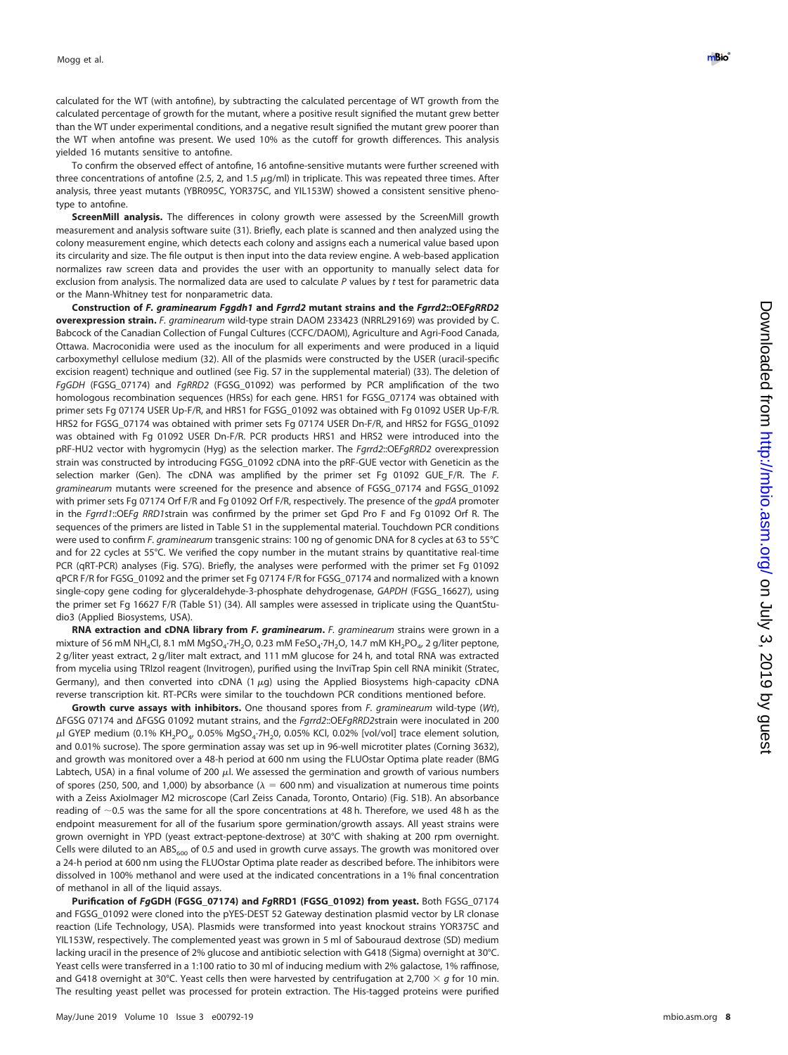calculated for the WT (with antofine), by subtracting the calculated percentage of WT growth from the calculated percentage of growth for the mutant, where a positive result signified the mutant grew better than the WT under experimental conditions, and a negative result signified the mutant grew poorer than the WT when antofine was present. We used 10% as the cutoff for growth differences. This analysis yielded 16 mutants sensitive to antofine.

To confirm the observed effect of antofine, 16 antofine-sensitive mutants were further screened with three concentrations of antofine (2.5, 2, and 1.5 $\mu$g/ml) in triplicate. This was repeated three times. After analysis, three yeast mutants (YBR095C, YOR375C, and YIL153W) showed a consistent sensitive phenotype to antofine.

**ScreenMill analysis.** The differences in colony growth were assessed by the ScreenMill growth measurement and analysis software suite (31). Briefly, each plate is scanned and then analyzed using the colony measurement engine, which detects each colony and assigns each a numerical value based upon its circularity and size. The file output is then input into the data review engine. A web-based application normalizes raw screen data and provides the user with an opportunity to manually select data for exclusion from analysis. The normalized data are used to calculate *P* values by *t* test for parametric data or the Mann-Whitney test for nonparametric data.

**Construction of *F. graminearum Fggdh1* and *Fgrrd2* mutant strains and the *Fgrrd2*::OE*FgRRD2* overexpression strain.** *F. graminearum* wild-type strain DAOM 233423 (NRRL29169) was provided by C. Babcock of the Canadian Collection of Fungal Cultures (CCFC/DAOM), Agriculture and Agri-Food Canada, Ottawa. Macroconidia were used as the inoculum for all experiments and were produced in a liquid carboxymethyl cellulose medium (32). All of the plasmids were constructed by the USER (uracil-specific excision reagent) technique and outlined (see Fig. S7 in the supplemental material) (33). The deletion of *FgGDH* (FGSG_07174) and *FgRRD2* (FGSG_01092) was performed by PCR amplification of the two homologous recombination sequences (HRSs) for each gene. HRS1 for FGSG_07174 was obtained with primer sets Fg 07174 USER Up-F/R, and HRS1 for FGSG_01092 was obtained with Fg 01092 USER Up-F/R. HRS2 for FGSG_07174 was obtained with primer sets Fg 07174 USER Dn-F/R, and HRS2 for FGSG_01092 was obtained with Fg 01092 USER Dn-F/R. PCR products HRS1 and HRS2 were introduced into the pRF-HU2 vector with hygromycin (Hyg) as the selection marker. The *Fgrrd2*::OE*FgRRD2* overexpression strain was constructed by introducing FGSG_01092 cDNA into the pRF-GUE vector with Geneticin as the selection marker (Gen). The cDNA was amplified by the primer set Fg 01092 GUE_F/R. The *F. graminearum* mutants were screened for the presence and absence of FGSG_07174 and FGSG_01092 with primer sets Fg 07174 Orf F/R and Fg 01092 Orf F/R, respectively. The presence of the *gpdA* promoter in the *Fgrrd1*::OE*Fg RRD1*strain was confirmed by the primer set Gpd Pro F and Fg 01092 Orf R. The sequences of the primers are listed in Table S1 in the supplemental material. Touchdown PCR conditions were used to confirm *F. graminearum* transgenic strains: 100 ng of genomic DNA for 8 cycles at 63 to 55°C and for 22 cycles at 55°C. We verified the copy number in the mutant strains by quantitative real-time PCR (qRT-PCR) analyses (Fig. S7G). Briefly, the analyses were performed with the primer set Fg 01092 qPCR F/R for FGSG_01092 and the primer set Fg 07174 F/R for FGSG_07174 and normalized with a known single-copy gene coding for glyceraldehyde-3-phosphate dehydrogenase, *GAPDH* (FGSG_16627), using the primer set Fg 16627 F/R (Table S1) (34). All samples were assessed in triplicate using the QuantStudio3 (Applied Biosystems, USA).

**RNA extraction and cDNA library from *F. graminearum*.** *F. graminearum* strains were grown in a mixture of 56 mM $NH_4Cl$, 8.1 mM $MgSO_4 \cdot 7H_2O$, 0.23 mM $FeSO_4 \cdot 7H_2O$, 14.7 mM $KH_2PO_4$, 2 g/liter peptone, 2 g/liter yeast extract, 2 g/liter malt extract, and 111 mM glucose for 24 h, and total RNA was extracted from mycelia using TRIzol reagent (Invitrogen), purified using the InviTrap Spin cell RNA minikit (Stratec, Germany), and then converted into cDNA (1 $\mu$g) using the Applied Biosystems high-capacity cDNA reverse transcription kit. RT-PCRs were similar to the touchdown PCR conditions mentioned before.

**Growth curve assays with inhibitors.** One thousand spores from *F. graminearum* wild-type (*Wt*), ΔFGSG 07174 and ΔFGSG 01092 mutant strains, and the *Fgrrd2*::OE*FgRRD2*strain were inoculated in 200 $\mu$l GYEP medium (0.1% $KH_2PO_4$, 0.05% $MgSO_4 \cdot 7H_2O$, 0.05% KCl, 0.02% [vol/vol] trace element solution, and 0.01% sucrose). The spore germination assay was set up in 96-well microtiter plates (Corning 3632), and growth was monitored over a 48-h period at 600 nm using the FLUOstar Optima plate reader (BMG Labtech, USA) in a final volume of 200 $\mu$l. We assessed the germination and growth of various numbers of spores (250, 500, and 1,000) by absorbance ($\lambda$ = 600 nm) and visualization at numerous time points with a Zeiss AxioImager M2 microscope (Carl Zeiss Canada, Toronto, Ontario) (Fig. S1B). An absorbance reading of ~0.5 was the same for all the spore concentrations at 48 h. Therefore, we used 48 h as the endpoint measurement for all of the fusarium spore germination/growth assays. All yeast strains were grown overnight in YPD (yeast extract-peptone-dextrose) at 30°C with shaking at 200 rpm overnight. Cells were diluted to an $ABS_{600}$ of 0.5 and used in growth curve assays. The growth was monitored over a 24-h period at 600 nm using the FLUOstar Optima plate reader as described before. The inhibitors were dissolved in 100% methanol and were used at the indicated concentrations in a 1% final concentration of methanol in all of the liquid assays.

**Purification of *Fg*GDH (FGSG_07174) and *Fg*RRD1 (FGSG_01092) from yeast.** Both FGSG_07174 and FGSG_01092 were cloned into the pYES-DEST 52 Gateway destination plasmid vector by LR clonase reaction (Life Technology, USA). Plasmids were transformed into yeast knockout strains YOR375C and YIL153W, respectively. The complemented yeast was grown in 5 ml of Sabouraud dextrose (SD) medium lacking uracil in the presence of 2% glucose and antibiotic selection with G418 (Sigma) overnight at 30°C. Yeast cells were transferred in a 1:100 ratio to 30 ml of inducing medium with 2% galactose, 1% raffinose, and G418 overnight at 30°C. Yeast cells then were harvested by centrifugation at 2,700 × *g* for 10 min. The resulting yeast pellet was processed for protein extraction. The His-tagged proteins were purified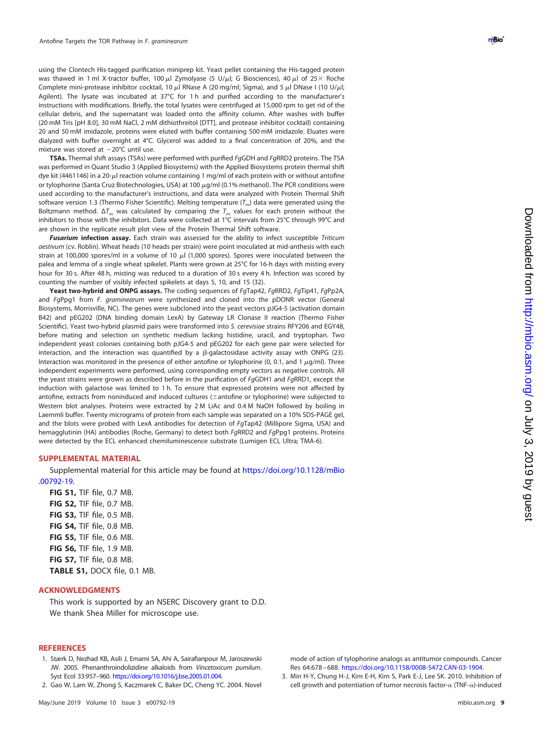using the Clontech His-tagged purification miniprep kit. Yeast pellet containing the His-tagged protein was thawed in 1 ml X-tractor buffer, 100 μl Zymolyase (5 U/μl; G Biosciences), 40 μl of 25× Roche Complete mini-protease inhibitor cocktail, 10 μl RNase A (20 mg/ml; Sigma), and 5 μl DNase I (10 U/μl; Agilent). The lysate was incubated at 37°C for 1 h and purified according to the manufacturer's instructions with modifications. Briefly, the total lysates were centrifuged at 15,000 rpm to get rid of the cellular debris, and the supernatant was loaded onto the affinity column. After washes with buffer (20 mM Tris [pH 8.0], 30 mM NaCl, 2 mM dithiothreitol [DTT], and protease inhibitor cocktail) containing 20 and 50 mM imidazole, proteins were eluted with buffer containing 500 mM imidazole. Eluates were dialyzed with buffer overnight at 4°C. Glycerol was added to a final concentration of 20%, and the mixture was stored at −20°C until use.

**TSAs.** Thermal shift assays (TSAs) were performed with purified *Fg*GDH and *Fg*RRD2 proteins. The TSA was performed in Quant Studio 3 (Applied Biosystems) with the Applied Biosystems protein thermal shift dye kit (4461146) in a 20-μl reaction volume containing 1 mg/ml of each protein with or without antofine or tylophorine (Santa Cruz Biotechnologies, USA) at 100 μg/ml (0.1% methanol). The PCR conditions were used according to the manufacturer's instructions, and data were analyzed with Protein Thermal Shift software version 1.3 (Thermo Fisher Scientific). Melting temperature ($T_m$) data were generated using the Boltzmann method. $\Delta T_m$ was calculated by comparing the $T_m$ values for each protein without the inhibitors to those with the inhibitors. Data were collected at 1°C intervals from 25°C through 99°C and are shown in the replicate result plot view of the Protein Thermal Shift software.

***Fusarium* infection assay.** Each strain was assessed for the ability to infect susceptible *Triticum aestivum* (cv. Roblin). Wheat heads (10 heads per strain) were point inoculated at mid-anthesis with each strain at 100,000 spores/ml in a volume of 10 μl (1,000 spores). Spores were inoculated between the palea and lemma of a single wheat spikelet. Plants were grown at 25°C for 16-h days with misting every hour for 30 s. After 48 h, misting was reduced to a duration of 30 s every 4 h. Infection was scored by counting the number of visibly infected spikelets at days 5, 10, and 15 (32).

**Yeast two-hybrid and ONPG assays.** The coding sequences of *Fg*Tap42, *Fg*RRD2, *Fg*Tip41, *Fg*Pp2A, and *Fg*Ppg1 from *F. graminearum* were synthesized and cloned into the pDONR vector (General Biosystems, Morrisville, NC). The genes were subcloned into the yeast vectors pJG4-5 (activation domain B42) and pEG202 (DNA binding domain LexA) by Gateway LR Clonase II reaction (Thermo Fisher Scientific). Yeast two-hybrid plasmid pairs were transformed into *S. cerevisiae* strains RFY206 and EGY48, before mating and selection on synthetic medium lacking histidine, uracil, and tryptophan. Two independent yeast colonies containing both pJG4-5 and pEG202 for each gene pair were selected for interaction, and the interaction was quantified by a β-galactosidase activity assay with ONPG (23). Interaction was monitored in the presence of either antofine or tylophorine (0, 0.1, and 1 μg/ml). Three independent experiments were performed, using corresponding empty vectors as negative controls. All the yeast strains were grown as described before in the purification of *Fg*GDH1 and *Fg*RRD1, except the induction with galactose was limited to 1 h. To ensure that expressed proteins were not affected by antofine, extracts from noninduced and induced cultures (±antofine or tylophorine) were subjected to Western blot analyses. Proteins were extracted by 2 M LiAc and 0.4 M NaOH followed by boiling in Laemmli buffer. Twenty micrograms of protein from each sample was separated on a 10% SDS-PAGE gel, and the blots were probed with LexA antibodies for detection of *Fg*Tap42 (Millipore Sigma, USA) and hemagglutinin (HA) antibodies (Roche, Germany) to detect both *Fg*RRD2 and *Fg*Ppg1 proteins. Proteins were detected by the ECL enhanced chemiluminescence substrate (Lumigen ECL Ultra; TMA-6).

## SUPPLEMENTAL MATERIAL

Supplemental material for this article may be found at https://doi.org/10.1128/mBio.00792-19.

**FIG S1,** TIF file, 0.7 MB.
**FIG S2,** TIF file, 0.7 MB.
**FIG S3,** TIF file, 0.5 MB.
**FIG S4,** TIF file, 0.8 MB.
**FIG S5,** TIF file, 0.6 MB.
**FIG S6,** TIF file, 1.9 MB.
**FIG S7,** TIF file, 0.8 MB.
**TABLE S1,** DOCX file, 0.1 MB.

## ACKNOWLEDGMENTS

This work is supported by an NSERC Discovery grant to D.D.

We thank Shea Miller for microscope use.

## REFERENCES

1. Stærk D, Nezhad KB, Asili J, Emami SA, Ahi A, Sairafianpour M, Jaroszewski JW. 2005. Phenanthroindolizidine alkaloids from *Vincetoxicum pumilum*. Syst Ecol 33:957–960. https://doi.org/10.1016/j.bse.2005.01.004.
2. Gao W, Lam W, Zhong S, Kaczmarek C, Baker DC, Cheng YC. 2004. Novel mode of action of tylophorine analogs as antitumor compounds. Cancer Res 64:678–688. https://doi.org/10.1158/0008-5472.CAN-03-1904.
3. Min H-Y, Chung H-J, Kim E-H, Kim S, Park E-J, Lee SK. 2010. Inhibition of cell growth and potentiation of tumor necrosis factor-α (TNF-α)-induced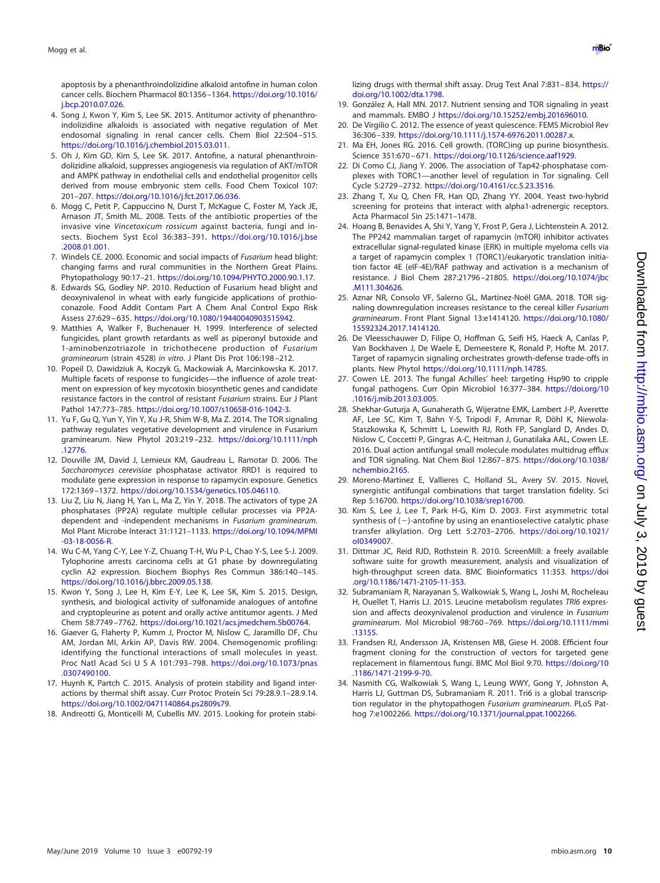apoptosis by a phenanthroindolizidine alkaloid antofine in human colon cancer cells. Biochem Pharmacol 80:1356–1364. https://doi.org/10.1016/j.bcp.2010.07.026.

4. Song J, Kwon Y, Kim S, Lee SK. 2015. Antitumor activity of phenanthroindolizidine alkaloids is associated with negative regulation of Met endosomal signaling in renal cancer cells. Chem Biol 22:504–515. https://doi.org/10.1016/j.chembiol.2015.03.011.
5. Oh J, Kim GD, Kim S, Lee SK. 2017. Antofine, a natural phenanthroindolizidine alkaloid, suppresses angiogenesis via regulation of AKT/mTOR and AMPK pathway in endothelial cells and endothelial progenitor cells derived from mouse embryonic stem cells. Food Chem Toxicol 107: 201–207. https://doi.org/10.1016/j.fct.2017.06.036.
6. Mogg C, Petit P, Cappuccino N, Durst T, McKague C, Foster M, Yack JE, Arnason JT, Smith ML. 2008. Tests of the antibiotic properties of the invasive vine *Vincetoxicum rossicum* against bacteria, fungi and insects. Biochem Syst Ecol 36:383–391. https://doi.org/10.1016/j.bse.2008.01.001.
7. Windels CE. 2000. Economic and social impacts of *Fusarium* head blight: changing farms and rural communities in the Northern Great Plains. Phytopathology 90:17–21. https://doi.org/10.1094/PHYTO.2000.90.1.17.
8. Edwards SG, Godley NP. 2010. Reduction of Fusarium head blight and deoxynivalenol in wheat with early fungicide applications of prothioconazole. Food Addit Contam Part A Chem Anal Control Expo Risk Assess 27:629–635. https://doi.org/10.1080/19440040903515942.
9. Matthies A, Walker F, Buchenauer H. 1999. Interference of selected fungicides, plant growth retardants as well as piperonyl butoxide and 1-aminobenzotriazole in trichothecene production of *Fusarium graminearum* (strain 4528) *in vitro*. J Plant Dis Prot 106:198–212.
10. Popiel D, Dawidziuk A, Koczyk G, Mackowiak A, Marcinkowska K. 2017. Multiple facets of response to fungicides—the influence of azole treatment on expression of key mycotoxin biosynthetic genes and candidate resistance factors in the control of resistant *Fusarium* strains. Eur J Plant Pathol 147:773–785. https://doi.org/10.1007/s10658-016-1042-3.
11. Yu F, Gu Q, Yun Y, Yin Y, Xu J-R, Shim W-B, Ma Z. 2014. The TOR signaling pathway regulates vegetative development and virulence in Fusarium graminearum. New Phytol 203:219–232. https://doi.org/10.1111/nph.12776.
12. Douville JM, David J, Lemieux KM, Gaudreau L, Ramotar D. 2006. The *Saccharomyces cerevisiae* phosphatase activator RRD1 is required to modulate gene expression in response to rapamycin exposure. Genetics 172:1369–1372. https://doi.org/10.1534/genetics.105.046110.
13. Liu Z, Liu N, Jiang H, Yan L, Ma Z, Yin Y. 2018. The activators of type 2A phosphatases (PP2A) regulate multiple cellular processes via PP2A-dependent and -independent mechanisms in *Fusarium graminearum*. Mol Plant Microbe Interact 31:1121–1133. https://doi.org/10.1094/MPMI-03-18-0056-R.
14. Wu C-M, Yang C-Y, Lee Y-Z, Chuang T-H, Wu P-L, Chao Y-S, Lee S-J. 2009. Tylophorine arrests carcinoma cells at G1 phase by downregulating cyclin A2 expression. Biochem Biophys Res Commun 386:140–145. https://doi.org/10.1016/j.bbrc.2009.05.138.
15. Kwon Y, Song J, Lee H, Kim E-Y, Lee K, Lee SK, Kim S. 2015. Design, synthesis, and biological activity of sulfonamide analogues of antofine and cryptopleurine as potent and orally active antitumor agents. J Med Chem 58:7749–7762. https://doi.org/10.1021/acs.jmedchem.5b00764.
16. Giaever G, Flaherty P, Kumm J, Proctor M, Nislow C, Jaramillo DF, Chu AM, Jordan MI, Arkin AP, Davis RW. 2004. Chemogenomic profiling: identifying the functional interactions of small molecules in yeast. Proc Natl Acad Sci U S A 101:793–798. https://doi.org/10.1073/pnas.0307490100.
17. Huynh K, Partch C. 2015. Analysis of protein stability and ligand interactions by thermal shift assay. Curr Protoc Protein Sci 79:28.9.1–28.9.14. https://doi.org/10.1002/0471140864.ps2809s79.
18. Andreotti G, Monticelli M, Cubellis MV. 2015. Looking for protein stabilizing drugs with thermal shift assay. Drug Test Anal 7:831–834. https://doi.org/10.1002/dta.1798.
19. González A, Hall MN. 2017. Nutrient sensing and TOR signaling in yeast and mammals. EMBO J https://doi.org/10.15252/embj.201696010.
20. De Virgilio C. 2012. The essence of yeast quiescence. FEMS Microbiol Rev 36:306–339. https://doi.org/10.1111/j.1574-6976.2011.00287.x.
21. Ma EH, Jones RG. 2016. Cell growth. (TORC)ing up purine biosynthesis. Science 351:670–671. https://doi.org/10.1126/science.aaf1929.
22. Di Como CJ, Jiang Y. 2006. The association of Tap42-phosphatase complexes with TORC1—another level of regulation in Tor signaling. Cell Cycle 5:2729–2732. https://doi.org/10.4161/cc.5.23.3516.
23. Zhang T, Xu Q, Chen FR, Han QD, Zhang YY. 2004. Yeast two-hybrid screening for proteins that interact with alpha1-adrenergic receptors. Acta Pharmacol Sin 25:1471–1478.
24. Hoang B, Benavides A, Shi Y, Yang Y, Frost P, Gera J, Lichtenstein A. 2012. The PP242 mammalian target of rapamycin (mTOR) inhibitor activates extracellular signal-regulated kinase (ERK) in multiple myeloma cells via a target of rapamycin complex 1 (TORC1)/eukaryotic translation initiation factor 4E (eIF-4E)/RAF pathway and activation is a mechanism of resistance. J Biol Chem 287:21796–21805. https://doi.org/10.1074/jbc.M111.304626.
25. Aznar NR, Consolo VF, Salerno GL, Martínez-Noël GMA. 2018. TOR signaling downregulation increases resistance to the cereal killer *Fusarium graminearum*. Front Plant Signal 13:e1414120. https://doi.org/10.1080/15592324.2017.1414120.
26. De Vleesschauwer D, Filipe O, Hoffman G, Seifi HS, Haeck A, Canlas P, Van Bockhaven J, De Waele E, Demeestere K, Ronald P, Hofte M. 2017. Target of rapamycin signaling orchestrates growth-defense trade-offs in plants. New Phytol https://doi.org/10.1111/nph.14785.
27. Cowen LE. 2013. The fungal Achilles' heel: targeting Hsp90 to cripple fungal pathogens. Curr Opin Microbiol 16:377–384. https://doi.org/10.1016/j.mib.2013.03.005.
28. Shekhar-Guturja A, Gunaherath G, Wijeratne EMK, Lambert J-P, Averette AF, Lee SC, Kim T, Bahn Y-S, Tripodi F, Ammar R, Döhl K, Niewola-Staszkowska K, Schmitt L, Loewith RJ, Roth FP, Sanglard D, Andes D, Nislow C, Coccetti P, Gingras A-C, Heitman J, Gunatilaka AAL, Cowen LE. 2016. Dual action antifungal small molecule modulates multidrug efflux and TOR signaling. Nat Chem Biol 12:867–875. https://doi.org/10.1038/nchembio.2165.
29. Moreno-Martinez E, Vallieres C, Holland SL, Avery SV. 2015. Novel, synergistic antifungal combinations that target translation fidelity. Sci Rep 5:16700. https://doi.org/10.1038/srep16700.
30. Kim S, Lee J, Lee T, Park H-G, Kim D. 2003. First asymmetric total synthesis of (−)-antofine by using an enantioselective catalytic phase transfer alkylation. Org Lett 5:2703–2706. https://doi.org/10.1021/ol0349007.
31. Dittmar JC, Reid RJD, Rothstein R. 2010. ScreenMill: a freely available software suite for growth measurement, analysis and visualization of high-throughput screen data. BMC Bioinformatics 11:353. https://doi.org/10.1186/1471-2105-11-353.
32. Subramaniam R, Narayanan S, Walkowiak S, Wang L, Joshi M, Rocheleau H, Ouellet T, Harris LJ. 2015. Leucine metabolism regulates *TRI6* expression and affects deoxynivalenol production and virulence in *Fusarium graminearum*. Mol Microbiol 98:760–769. https://doi.org/10.1111/mmi.13155.
33. Frandsen RJ, Andersson JA, Kristensen MB, Giese H. 2008. Efficient four fragment cloning for the construction of vectors for targeted gene replacement in filamentous fungi. BMC Mol Biol 9:70. https://doi.org/10.1186/1471-2199-9-70.
34. Nasmith CG, Walkowiak S, Wang L, Leung WWY, Gong Y, Johnston A, Harris LJ, Guttman DS, Subramaniam R. 2011. Tri6 is a global transcription regulator in the phytopathogen *Fusarium graminearum*. PLoS Pathog 7:e1002266. https://doi.org/10.1371/journal.ppat.1002266.